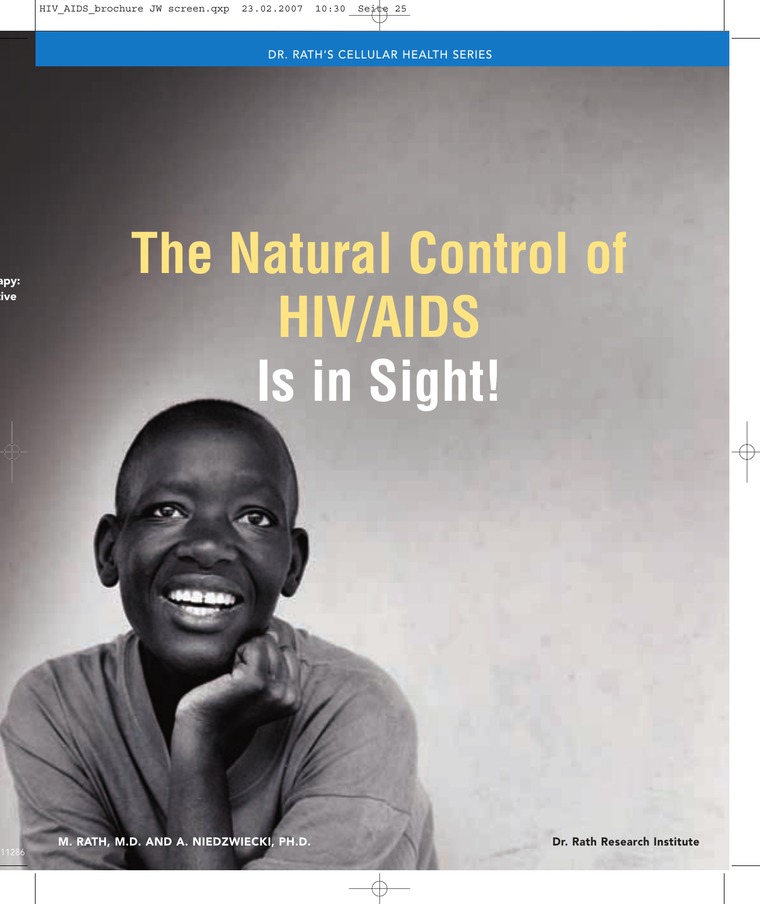DR. RATH'S CELLULAR HEALTH SERIES

# The Natural Control of HIV/AIDS Is in Sight!

M. RATH, M.D. AND A. NIEDZWIECKI, PH.D.

Dr. Rath Research Institute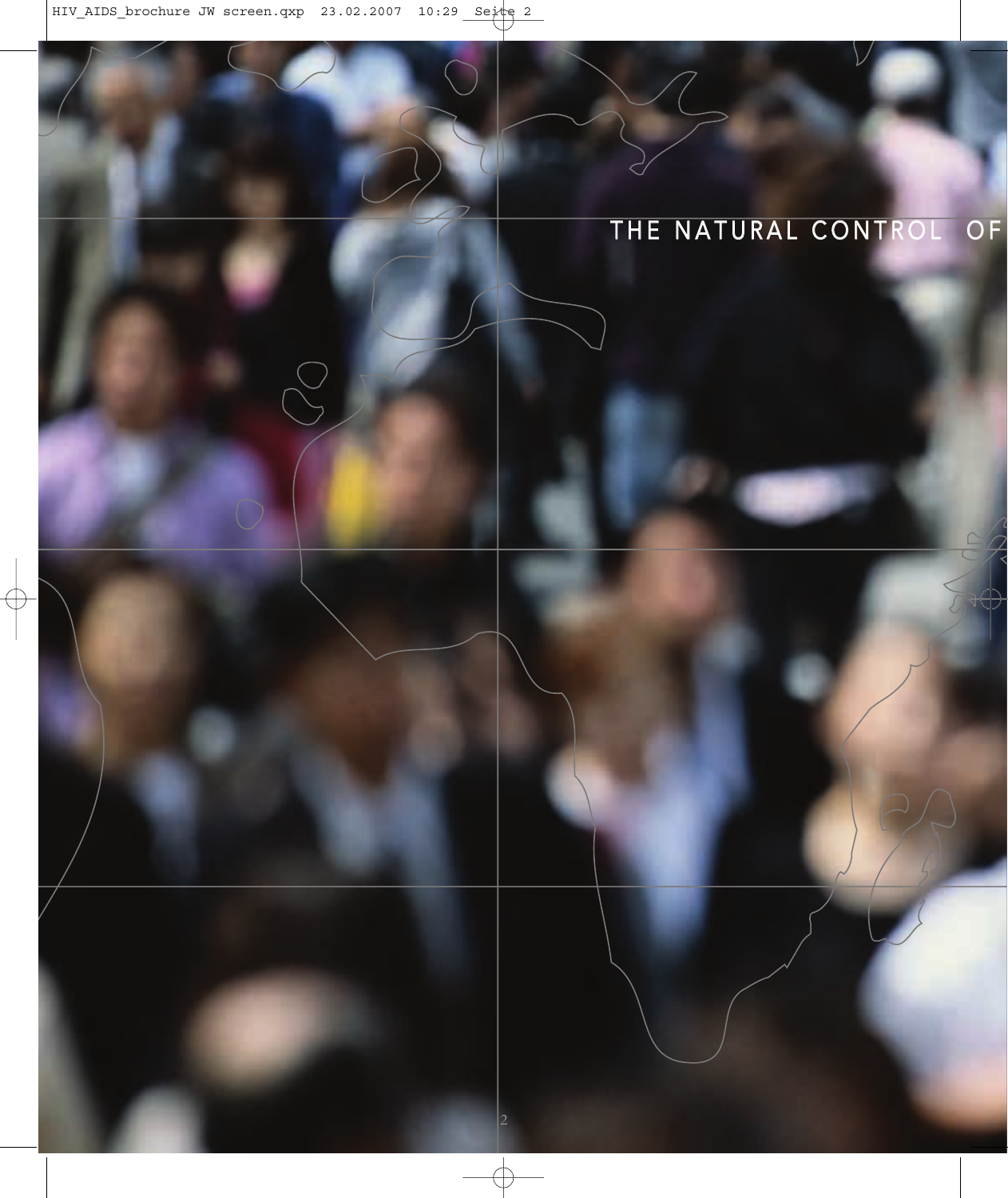# THE NATURAL CONTROL OF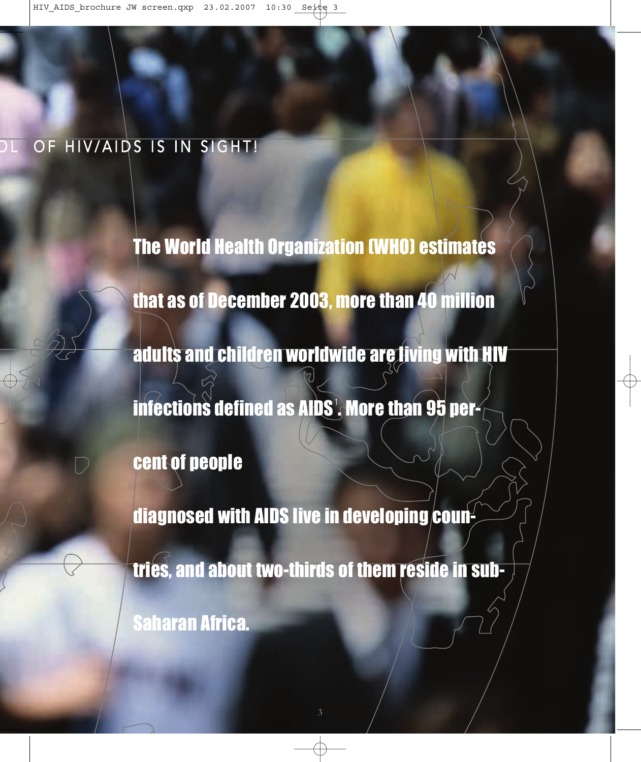OL OF HIV/AIDS IS IN SIGHT!

**The World Health Organization (WHO) estimates that as of December 2003, more than 40 million adults and children worldwide are living with HIV infections defined as AIDS[1]. More than 95 percent of people diagnosed with AIDS live in developing countries, and about two-thirds of them reside in sub-Saharan Africa.**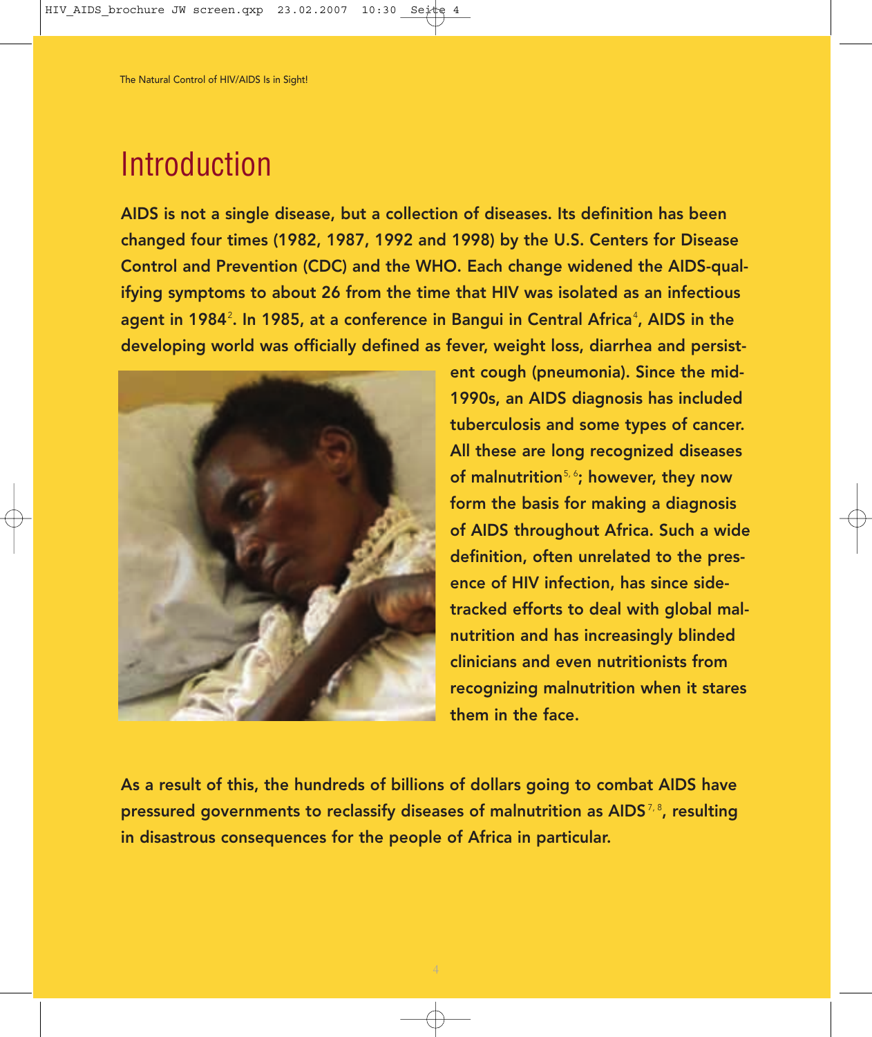# Introduction

**AIDS is not a single disease, but a collection of diseases. Its definition has been changed four times (1982, 1987, 1992 and 1998) by the U.S. Centers for Disease Control and Prevention (CDC) and the WHO. Each change widened the AIDS-qualifying symptoms to about 26 from the time that HIV was isolated as an infectious agent in 1984[2]. In 1985, at a conference in Bangui in Central Africa[4], AIDS in the developing world was officially defined as fever, weight loss, diarrhea and persistent cough (pneumonia). Since the mid-1990s, an AIDS diagnosis has included tuberculosis and some types of cancer. All these are long recognized diseases of malnutrition[5, 6]; however, they now form the basis for making a diagnosis of AIDS throughout Africa. Such a wide definition, often unrelated to the presence of HIV infection, has since sidetracked efforts to deal with global malnutrition and has increasingly blinded clinicians and even nutritionists from recognizing malnutrition when it stares them in the face.**

**As a result of this, the hundreds of billions of dollars going to combat AIDS have pressured governments to reclassify diseases of malnutrition as AIDS[7, 8], resulting in disastrous consequences for the people of Africa in particular.**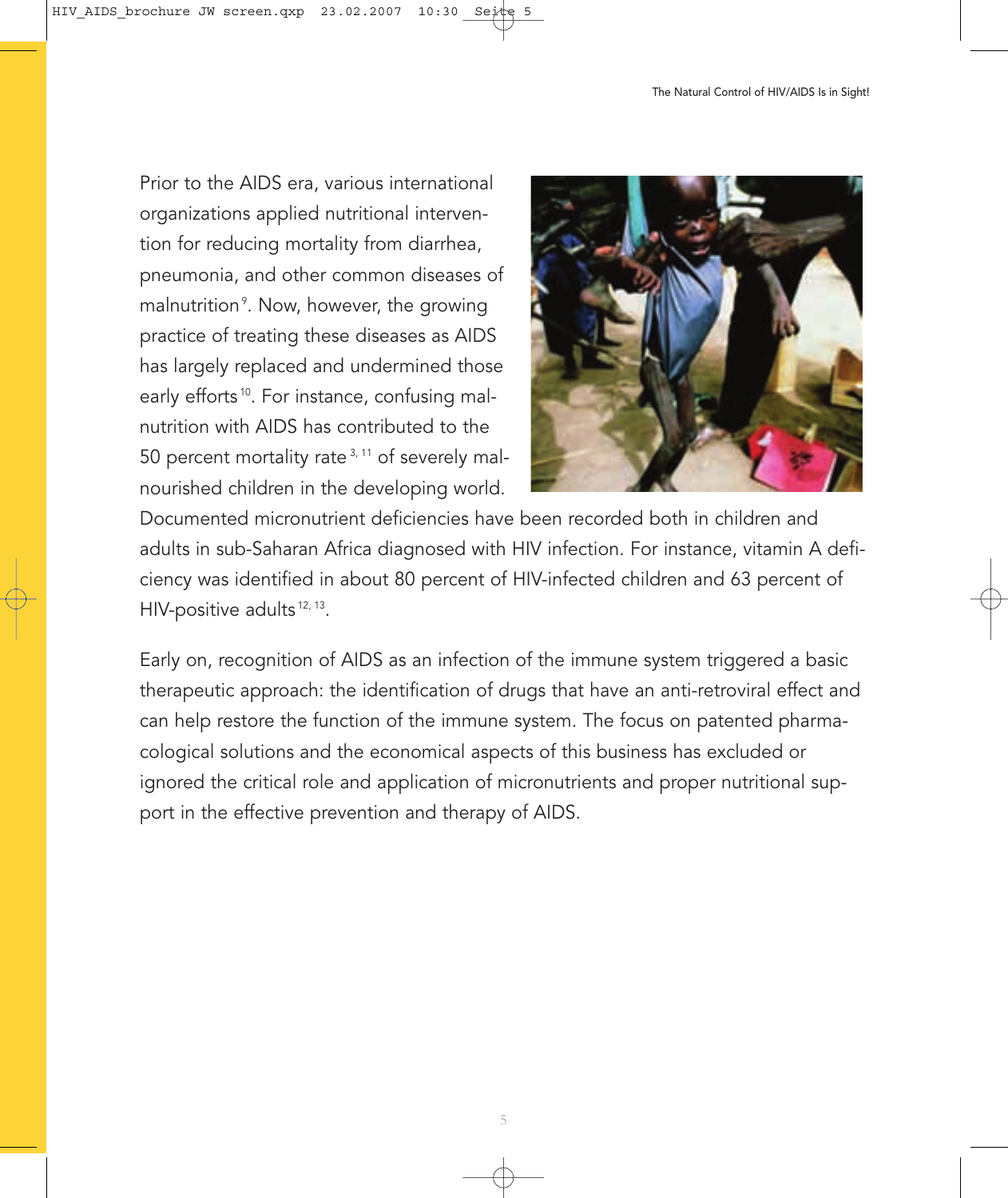Prior to the AIDS era, various international organizations applied nutritional intervention for reducing mortality from diarrhea, pneumonia, and other common diseases of malnutrition[9]. Now, however, the growing practice of treating these diseases as AIDS has largely replaced and undermined those early efforts[10]. For instance, confusing malnutrition with AIDS has contributed to the 50 percent mortality rate[3, 11] of severely malnourished children in the developing world. Documented micronutrient deficiencies have been recorded both in children and adults in sub-Saharan Africa diagnosed with HIV infection. For instance, vitamin A deficiency was identified in about 80 percent of HIV-infected children and 63 percent of HIV-positive adults[12, 13].

Early on, recognition of AIDS as an infection of the immune system triggered a basic therapeutic approach: the identification of drugs that have an anti-retroviral effect and can help restore the function of the immune system. The focus on patented pharmacological solutions and the economical aspects of this business has excluded or ignored the critical role and application of micronutrients and proper nutritional support in the effective prevention and therapy of AIDS.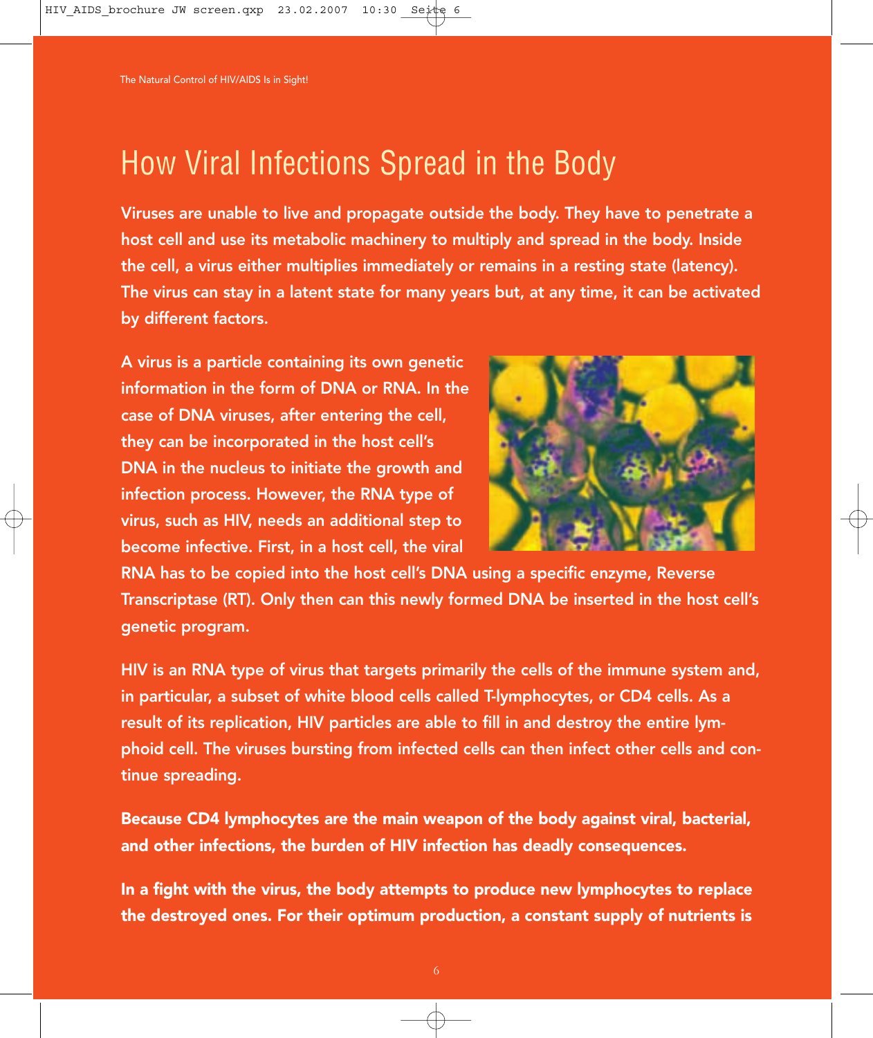# How Viral Infections Spread in the Body

**Viruses are unable to live and propagate outside the body. They have to penetrate a host cell and use its metabolic machinery to multiply and spread in the body. Inside the cell, a virus either multiplies immediately or remains in a resting state (latency). The virus can stay in a latent state for many years but, at any time, it can be activated by different factors.**

A virus is a particle containing its own genetic information in the form of DNA or RNA. In the case of DNA viruses, after entering the cell, they can be incorporated in the host cell's DNA in the nucleus to initiate the growth and infection process. However, the RNA type of virus, such as HIV, needs an additional step to become infective. First, in a host cell, the viral RNA has to be copied into the host cell's DNA using a specific enzyme, Reverse Transcriptase (RT). Only then can this newly formed DNA be inserted in the host cell's genetic program.

HIV is an RNA type of virus that targets primarily the cells of the immune system and, in particular, a subset of white blood cells called T-lymphocytes, or CD4 cells. As a result of its replication, HIV particles are able to fill in and destroy the entire lymphoid cell. The viruses bursting from infected cells can then infect other cells and continue spreading.

**Because CD4 lymphocytes are the main weapon of the body against viral, bacterial, and other infections, the burden of HIV infection has deadly consequences.**

**In a fight with the virus, the body attempts to produce new lymphocytes to replace the destroyed ones. For their optimum production, a constant supply of nutrients is**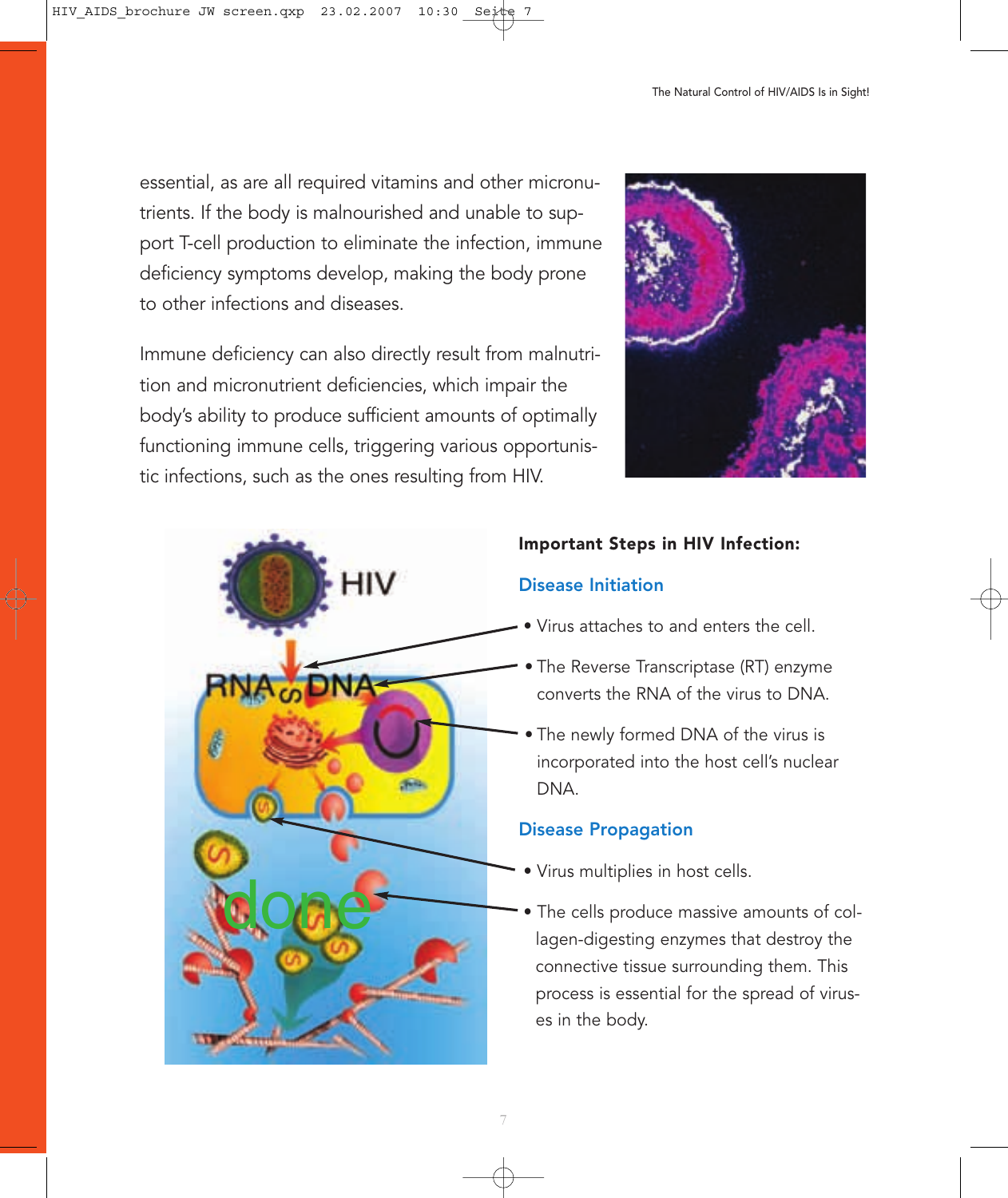essential, as are all required vitamins and other micronutrients. If the body is malnourished and unable to support T-cell production to eliminate the infection, immune deficiency symptoms develop, making the body prone to other infections and diseases.

Immune deficiency can also directly result from malnutrition and micronutrient deficiencies, which impair the body's ability to produce sufficient amounts of optimally functioning immune cells, triggering various opportunistic infections, such as the ones resulting from HIV.

**Important Steps in HIV Infection:**

## Disease Initiation

- Virus attaches to and enters the cell.
- The Reverse Transcriptase (RT) enzyme converts the RNA of the virus to DNA.
- The newly formed DNA of the virus is incorporated into the host cell's nuclear DNA.

## Disease Propagation

- Virus multiplies in host cells.
- The cells produce massive amounts of collagen-digesting enzymes that destroy the connective tissue surrounding them. This process is essential for the spread of viruses in the body.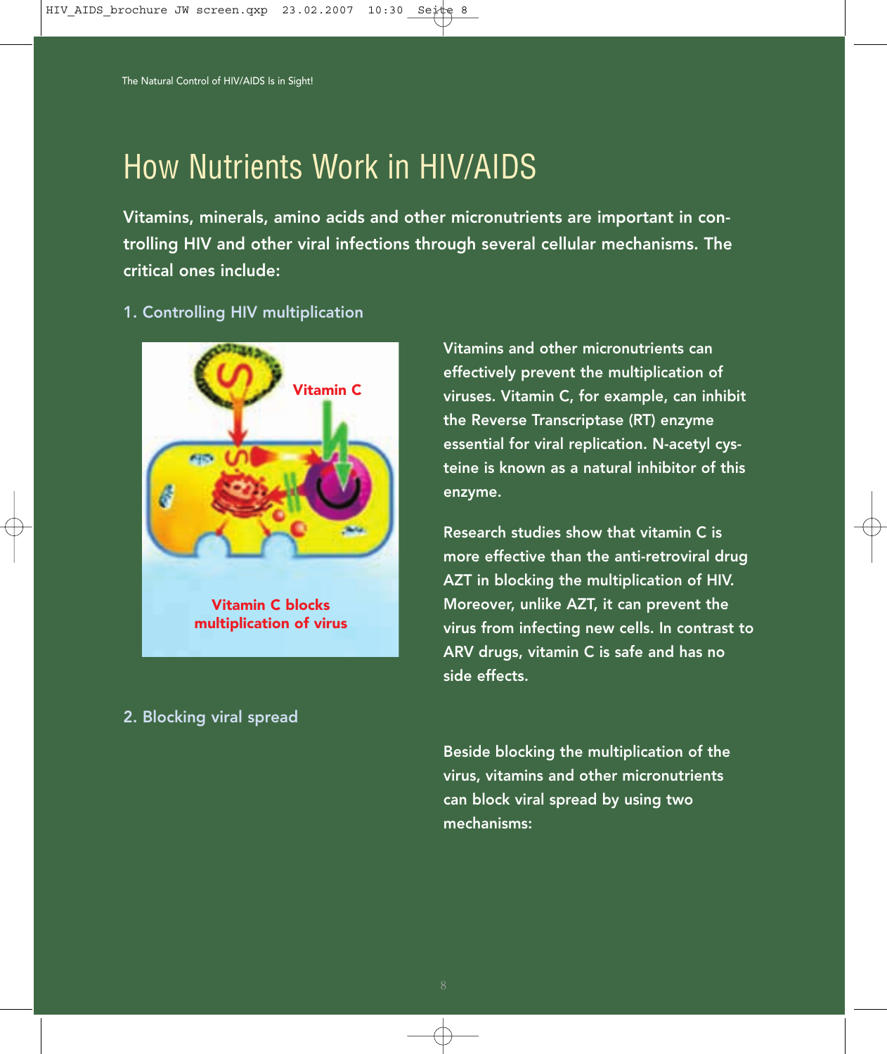# How Nutrients Work in HIV/AIDS

**Vitamins, minerals, amino acids and other micronutrients are important in controlling HIV and other viral infections through several cellular mechanisms. The critical ones include:**

## 1. Controlling HIV multiplication

Vitamin C blocks multiplication of virus

Vitamins and other micronutrients can effectively prevent the multiplication of viruses. Vitamin C, for example, can inhibit the Reverse Transcriptase (RT) enzyme essential for viral replication. N-acetyl cysteine is known as a natural inhibitor of this enzyme.

Research studies show that vitamin C is more effective than the anti-retroviral drug AZT in blocking the multiplication of HIV. Moreover, unlike AZT, it can prevent the virus from infecting new cells. In contrast to ARV drugs, vitamin C is safe and has no side effects.

## 2. Blocking viral spread

Beside blocking the multiplication of the virus, vitamins and other micronutrients can block viral spread by using two mechanisms: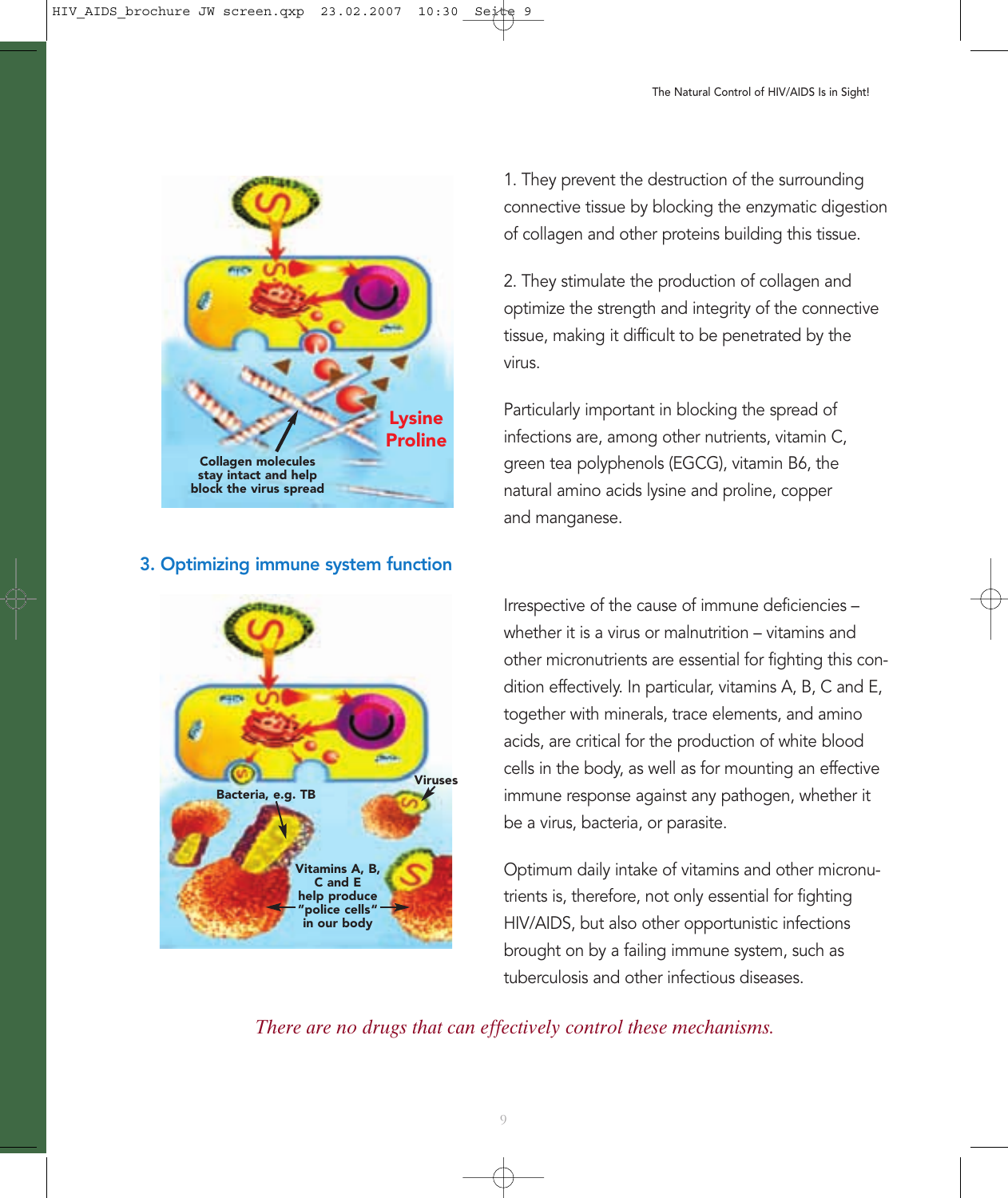1. They prevent the destruction of the surrounding connective tissue by blocking the enzymatic digestion of collagen and other proteins building this tissue.

2. They stimulate the production of collagen and optimize the strength and integrity of the connective tissue, making it difficult to be penetrated by the virus.

Particularly important in blocking the spread of infections are, among other nutrients, vitamin C, green tea polyphenols (EGCG), vitamin B6, the natural amino acids lysine and proline, copper and manganese.

### 3. Optimizing immune system function

Irrespective of the cause of immune deficiencies – whether it is a virus or malnutrition – vitamins and other micronutrients are essential for fighting this condition effectively. In particular, vitamins A, B, C and E, together with minerals, trace elements, and amino acids, are critical for the production of white blood cells in the body, as well as for mounting an effective immune response against any pathogen, whether it be a virus, bacteria, or parasite.

Optimum daily intake of vitamins and other micronutrients is, therefore, not only essential for fighting HIV/AIDS, but also other opportunistic infections brought on by a failing immune system, such as tuberculosis and other infectious diseases.

*There are no drugs that can effectively control these mechanisms.*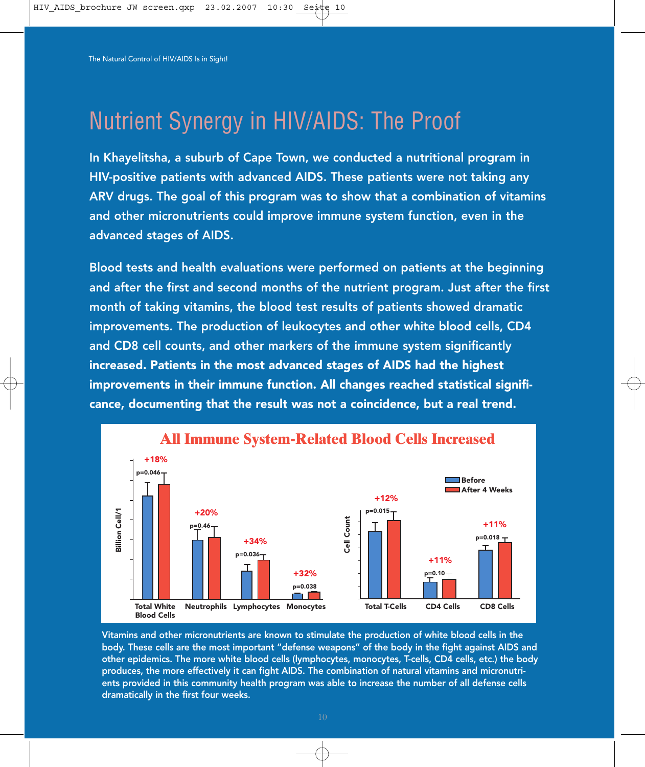# Nutrient Synergy in HIV/AIDS: The Proof

**In Khayelitsha, a suburb of Cape Town, we conducted a nutritional program in HIV-positive patients with advanced AIDS. These patients were not taking any ARV drugs. The goal of this program was to show that a combination of vitamins and other micronutrients could improve immune system function, even in the advanced stages of AIDS.**

**Blood tests and health evaluations were performed on patients at the beginning and after the first and second months of the nutrient program. Just after the first month of taking vitamins, the blood test results of patients showed dramatic improvements. The production of leukocytes and other white blood cells, CD4 and CD8 cell counts, and other markers of the immune system significantly increased. Patients in the most advanced stages of AIDS had the highest improvements in their immune function. All changes reached statistical significance, documenting that the result was not a coincidence, but a real trend.**

**All Immune System-Related Blood Cells Increased**

| Cell type | Change (Before → After 4 Weeks) | p-value |
|---|---|---|
| Total White Blood Cells | +18% | p=0.046 |
| Neutrophils | +20% | p=0.46 |
| Lymphocytes | +34% | p=0.036 |
| Monocytes | +32% | p=0.038 |
| Total T-Cells | +12% | p=0.015 |
| CD4 Cells | +11% | p=0.10 |
| CD8 Cells | +11% | p=0.018 |

Vitamins and other micronutrients are known to stimulate the production of white blood cells in the body. These cells are the most important "defense weapons" of the body in the fight against AIDS and other epidemics. The more white blood cells (lymphocytes, monocytes, T-cells, CD4 cells, etc.) the body produces, the more effectively it can fight AIDS. The combination of natural vitamins and micronutrients provided in this community health program was able to increase the number of all defense cells dramatically in the first four weeks.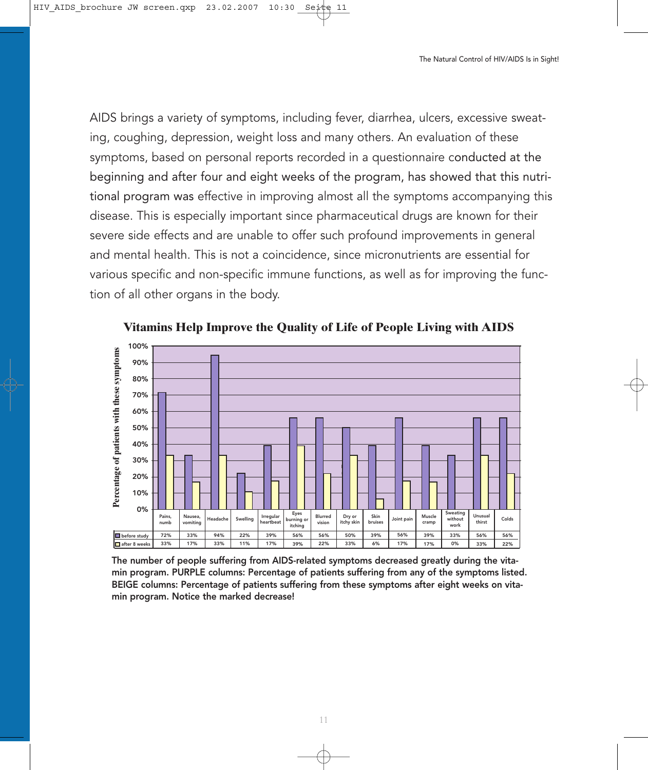AIDS brings a variety of symptoms, including fever, diarrhea, ulcers, excessive sweating, coughing, depression, weight loss and many others. An evaluation of these symptoms, based on personal reports recorded in a questionnaire conducted at the beginning and after four and eight weeks of the program, has showed that this nutritional program was effective in improving almost all the symptoms accompanying this disease. This is especially important since pharmaceutical drugs are known for their severe side effects and are unable to offer such profound improvements in general and mental health. This is not a coincidence, since micronutrients are essential for various specific and non-specific immune functions, as well as for improving the function of all other organs in the body.

**Vitamins Help Improve the Quality of Life of People Living with AIDS**

| | Pains, numb | Nausea, vomiting | Headache | Swelling | Irregular heartbeat | Eyes burning or itching | Blurred vision | Dry or itchy skin | Skin bruises | Joint pain | Muscle cramp | Sweating without work | Unusual thirst | Colds |
|---|---|---|---|---|---|---|---|---|---|---|---|---|---|---|
| before study | 72% | 33% | 94% | 22% | 39% | 56% | 56% | 50% | 39% | 56% | 39% | 33% | 56% | 56% |
| after 8 weeks | 33% | 17% | 33% | 11% | 17% | 39% | 22% | 33% | 6% | 17% | 17% | 0% | 33% | 22% |

**The number of people suffering from AIDS-related symptoms decreased greatly during the vitamin program. PURPLE columns: Percentage of patients suffering from any of the symptoms listed. BEIGE columns: Percentage of patients suffering from these symptoms after eight weeks on vitamin program. Notice the marked decrease!**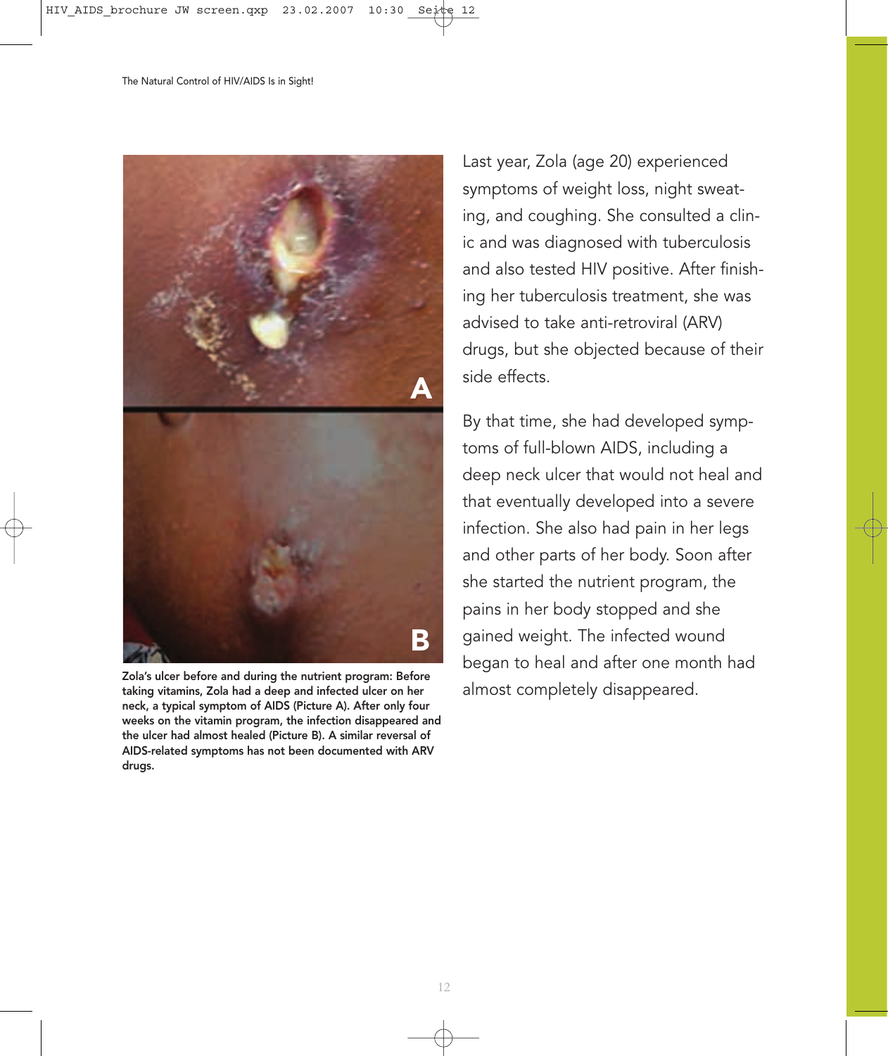Zola's ulcer before and during the nutrient program: Before taking vitamins, Zola had a deep and infected ulcer on her neck, a typical symptom of AIDS (Picture A). After only four weeks on the vitamin program, the infection disappeared and the ulcer had almost healed (Picture B). A similar reversal of AIDS-related symptoms has not been documented with ARV drugs.

Last year, Zola (age 20) experienced symptoms of weight loss, night sweating, and coughing. She consulted a clinic and was diagnosed with tuberculosis and also tested HIV positive. After finishing her tuberculosis treatment, she was advised to take anti-retroviral (ARV) drugs, but she objected because of their side effects.

By that time, she had developed symptoms of full-blown AIDS, including a deep neck ulcer that would not heal and that eventually developed into a severe infection. She also had pain in her legs and other parts of her body. Soon after she started the nutrient program, the pains in her body stopped and she gained weight. The infected wound began to heal and after one month had almost completely disappeared.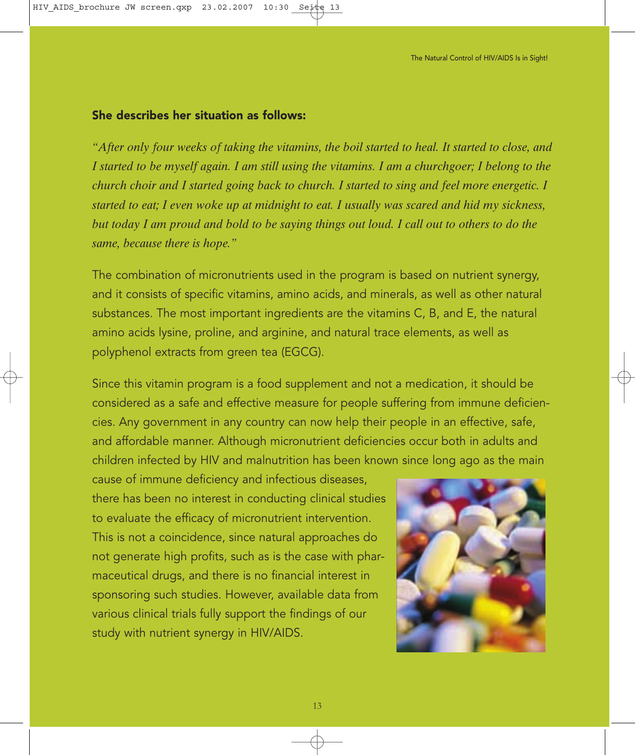**She describes her situation as follows:**

*"After only four weeks of taking the vitamins, the boil started to heal. It started to close, and I started to be myself again. I am still using the vitamins. I am a churchgoer; I belong to the church choir and I started going back to church. I started to sing and feel more energetic. I started to eat; I even woke up at midnight to eat. I usually was scared and hid my sickness, but today I am proud and bold to be saying things out loud. I call out to others to do the same, because there is hope."*

The combination of micronutrients used in the program is based on nutrient synergy, and it consists of specific vitamins, amino acids, and minerals, as well as other natural substances. The most important ingredients are the vitamins C, B, and E, the natural amino acids lysine, proline, and arginine, and natural trace elements, as well as polyphenol extracts from green tea (EGCG).

Since this vitamin program is a food supplement and not a medication, it should be considered as a safe and effective measure for people suffering from immune deficiencies. Any government in any country can now help their people in an effective, safe, and affordable manner. Although micronutrient deficiencies occur both in adults and children infected by HIV and malnutrition has been known since long ago as the main cause of immune deficiency and infectious diseases, there has been no interest in conducting clinical studies to evaluate the efficacy of micronutrient intervention. This is not a coincidence, since natural approaches do not generate high profits, such as is the case with pharmaceutical drugs, and there is no financial interest in sponsoring such studies. However, available data from various clinical trials fully support the findings of our study with nutrient synergy in HIV/AIDS.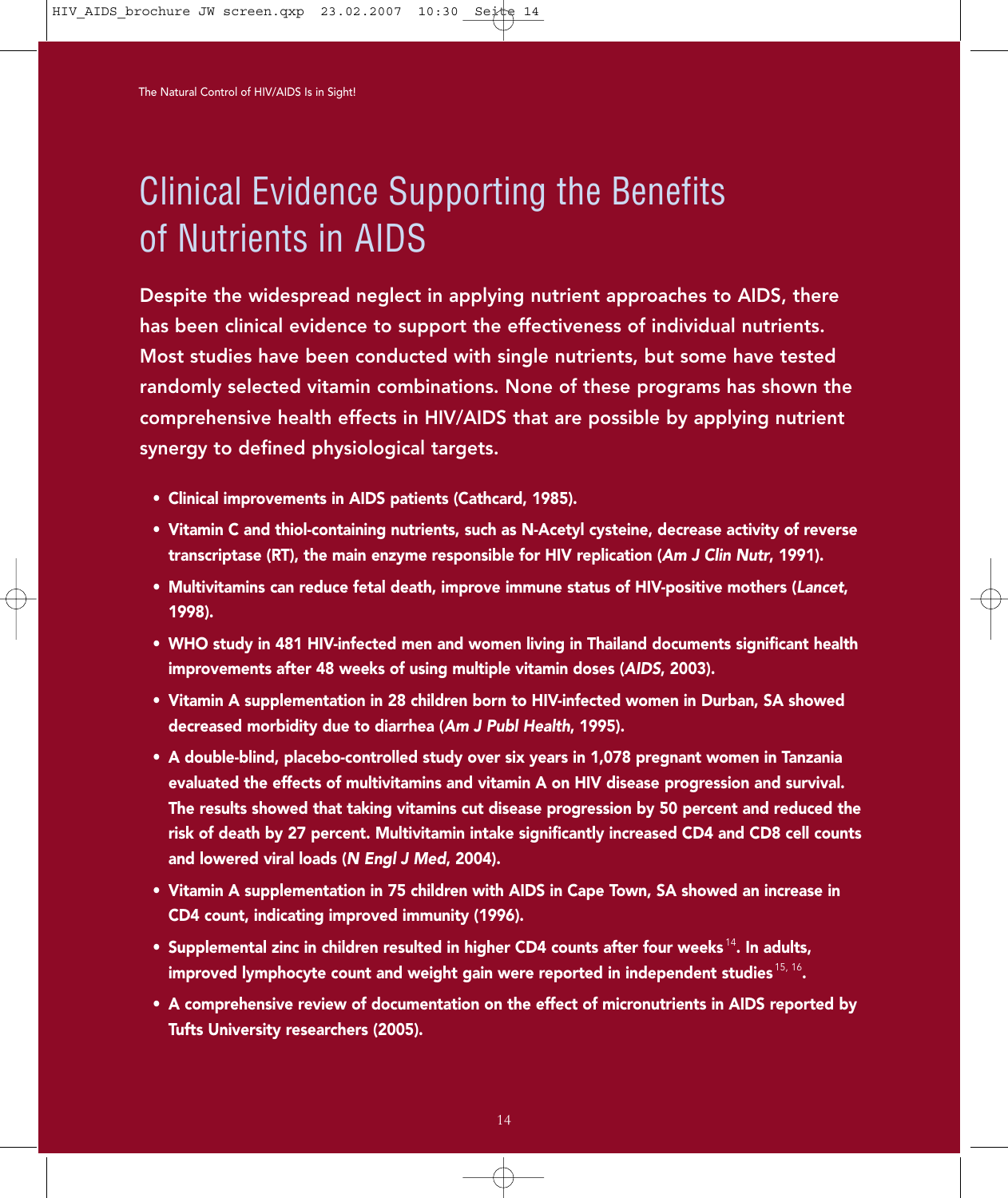# Clinical Evidence Supporting the Benefits of Nutrients in AIDS

**Despite the widespread neglect in applying nutrient approaches to AIDS, there has been clinical evidence to support the effectiveness of individual nutrients. Most studies have been conducted with single nutrients, but some have tested randomly selected vitamin combinations. None of these programs has shown the comprehensive health effects in HIV/AIDS that are possible by applying nutrient synergy to defined physiological targets.**

- **Clinical improvements in AIDS patients (Cathcard, 1985).**
- **Vitamin C and thiol-containing nutrients, such as N-Acetyl cysteine, decrease activity of reverse transcriptase (RT), the main enzyme responsible for HIV replication (*Am J Clin Nutr*, 1991).**
- **Multivitamins can reduce fetal death, improve immune status of HIV-positive mothers (*Lancet*, 1998).**
- **WHO study in 481 HIV-infected men and women living in Thailand documents significant health improvements after 48 weeks of using multiple vitamin doses (*AIDS*, 2003).**
- **Vitamin A supplementation in 28 children born to HIV-infected women in Durban, SA showed decreased morbidity due to diarrhea (*Am J Publ Health*, 1995).**
- **A double-blind, placebo-controlled study over six years in 1,078 pregnant women in Tanzania evaluated the effects of multivitamins and vitamin A on HIV disease progression and survival. The results showed that taking vitamins cut disease progression by 50 percent and reduced the risk of death by 27 percent. Multivitamin intake significantly increased CD4 and CD8 cell counts and lowered viral loads (*N Engl J Med*, 2004).**
- **Vitamin A supplementation in 75 children with AIDS in Cape Town, SA showed an increase in CD4 count, indicating improved immunity (1996).**
- **Supplemental zinc in children resulted in higher CD4 counts after four weeks[14]. In adults, improved lymphocyte count and weight gain were reported in independent studies[15, 16].**
- **A comprehensive review of documentation on the effect of micronutrients in AIDS reported by Tufts University researchers (2005).**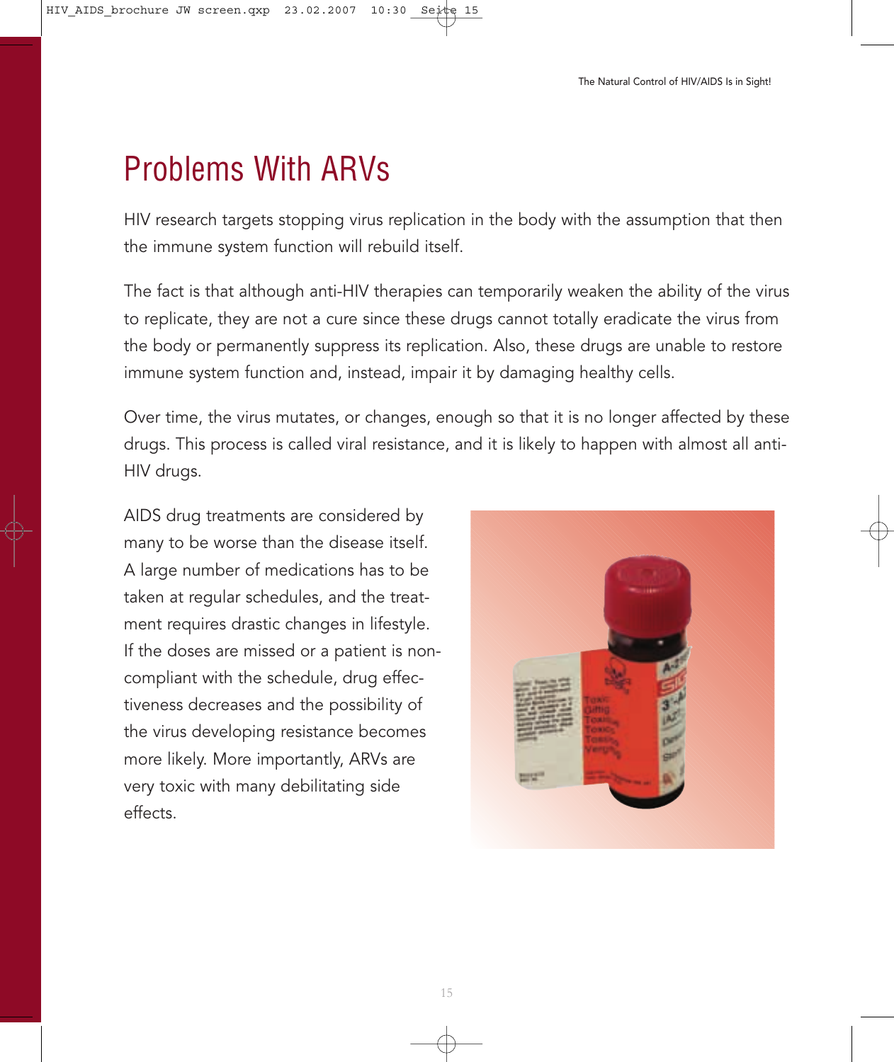# Problems With ARVs

HIV research targets stopping virus replication in the body with the assumption that then the immune system function will rebuild itself.

The fact is that although anti-HIV therapies can temporarily weaken the ability of the virus to replicate, they are not a cure since these drugs cannot totally eradicate the virus from the body or permanently suppress its replication. Also, these drugs are unable to restore immune system function and, instead, impair it by damaging healthy cells.

Over time, the virus mutates, or changes, enough so that it is no longer affected by these drugs. This process is called viral resistance, and it is likely to happen with almost all anti-HIV drugs.

AIDS drug treatments are considered by many to be worse than the disease itself. A large number of medications has to be taken at regular schedules, and the treatment requires drastic changes in lifestyle. If the doses are missed or a patient is non-compliant with the schedule, drug effectiveness decreases and the possibility of the virus developing resistance becomes more likely. More importantly, ARVs are very toxic with many debilitating side effects.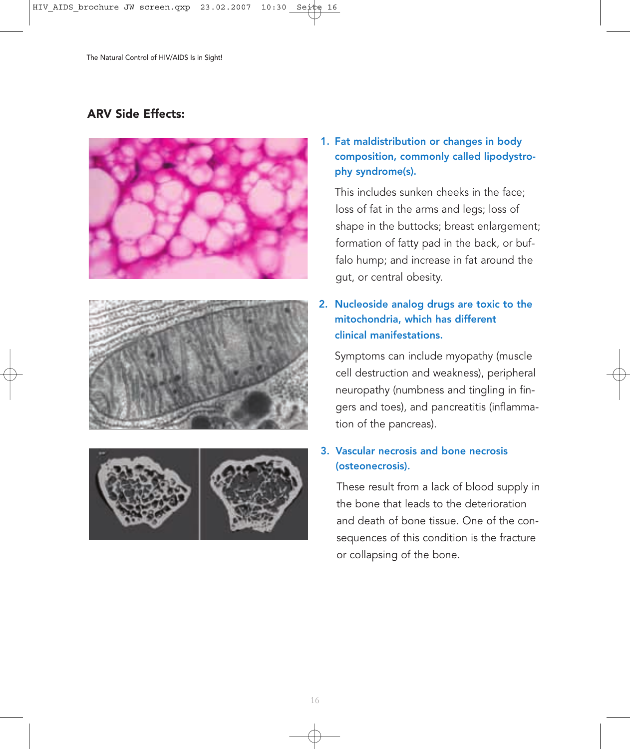## ARV Side Effects:

1. **Fat maldistribution or changes in body composition, commonly called lipodystrophy syndrome(s).**

   This includes sunken cheeks in the face; loss of fat in the arms and legs; loss of shape in the buttocks; breast enlargement; formation of fatty pad in the back, or buffalo hump; and increase in fat around the gut, or central obesity.

2. **Nucleoside analog drugs are toxic to the mitochondria, which has different clinical manifestations.**

   Symptoms can include myopathy (muscle cell destruction and weakness), peripheral neuropathy (numbness and tingling in fingers and toes), and pancreatitis (inflammation of the pancreas).

3. **Vascular necrosis and bone necrosis (osteonecrosis).**

   These result from a lack of blood supply in the bone that leads to the deterioration and death of bone tissue. One of the consequences of this condition is the fracture or collapsing of the bone.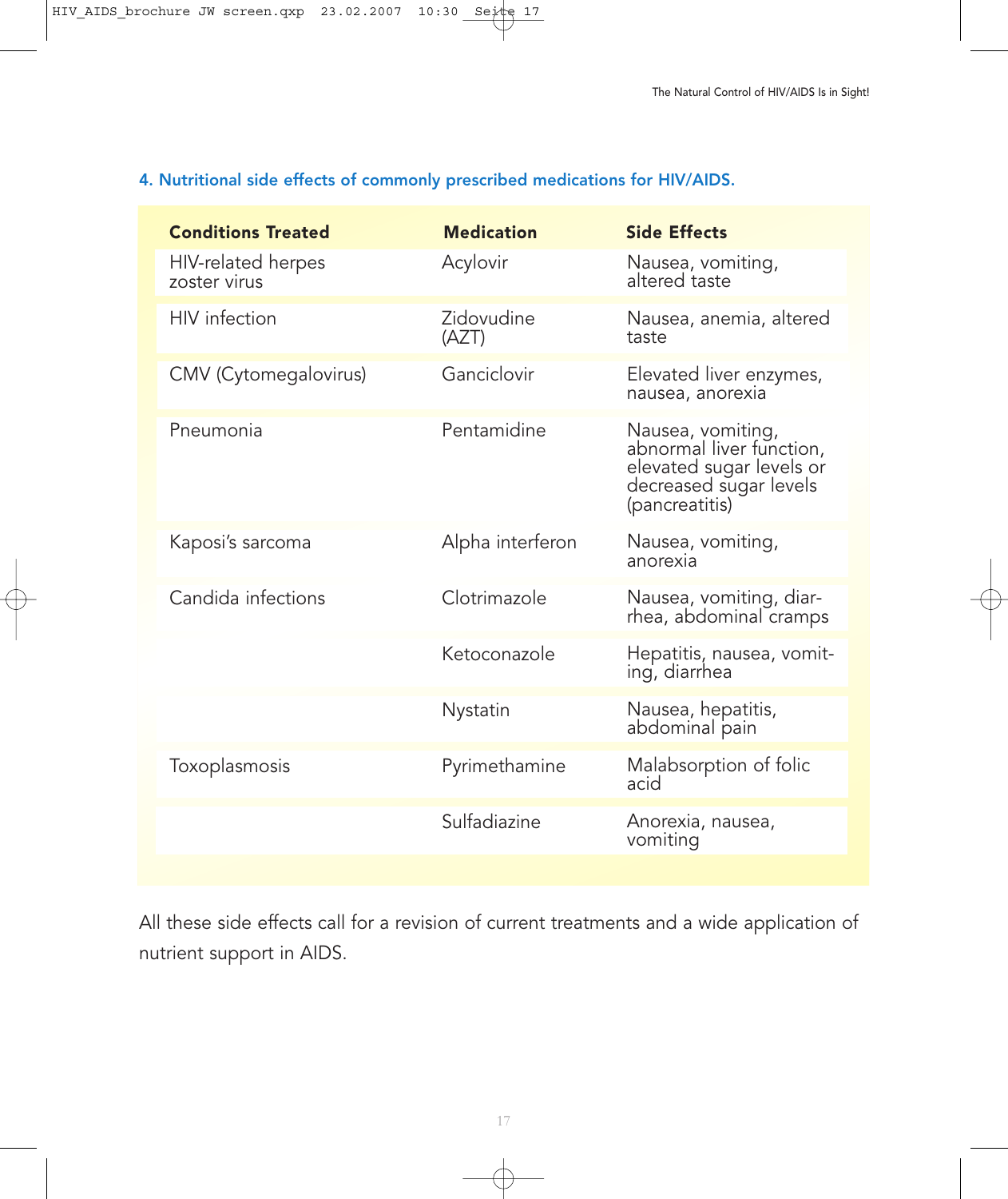#### 4. Nutritional side effects of commonly prescribed medications for HIV/AIDS.

| Conditions Treated | Medication | Side Effects |
|---|---|---|
| HIV-related herpes zoster virus | Acylovir | Nausea, vomiting, altered taste |
| HIV infection | Zidovudine (AZT) | Nausea, anemia, altered taste |
| CMV (Cytomegalovirus) | Ganciclovir | Elevated liver enzymes, nausea, anorexia |
| Pneumonia | Pentamidine | Nausea, vomiting, abnormal liver function, elevated sugar levels or decreased sugar levels (pancreatitis) |
| Kaposi's sarcoma | Alpha interferon | Nausea, vomiting, anorexia |
| Candida infections | Clotrimazole | Nausea, vomiting, diarrhea, abdominal cramps |
| | Ketoconazole | Hepatitis, nausea, vomiting, diarrhea |
| | Nystatin | Nausea, hepatitis, abdominal pain |
| Toxoplasmosis | Pyrimethamine | Malabsorption of folic acid |
| | Sulfadiazine | Anorexia, nausea, vomiting |

All these side effects call for a revision of current treatments and a wide application of nutrient support in AIDS.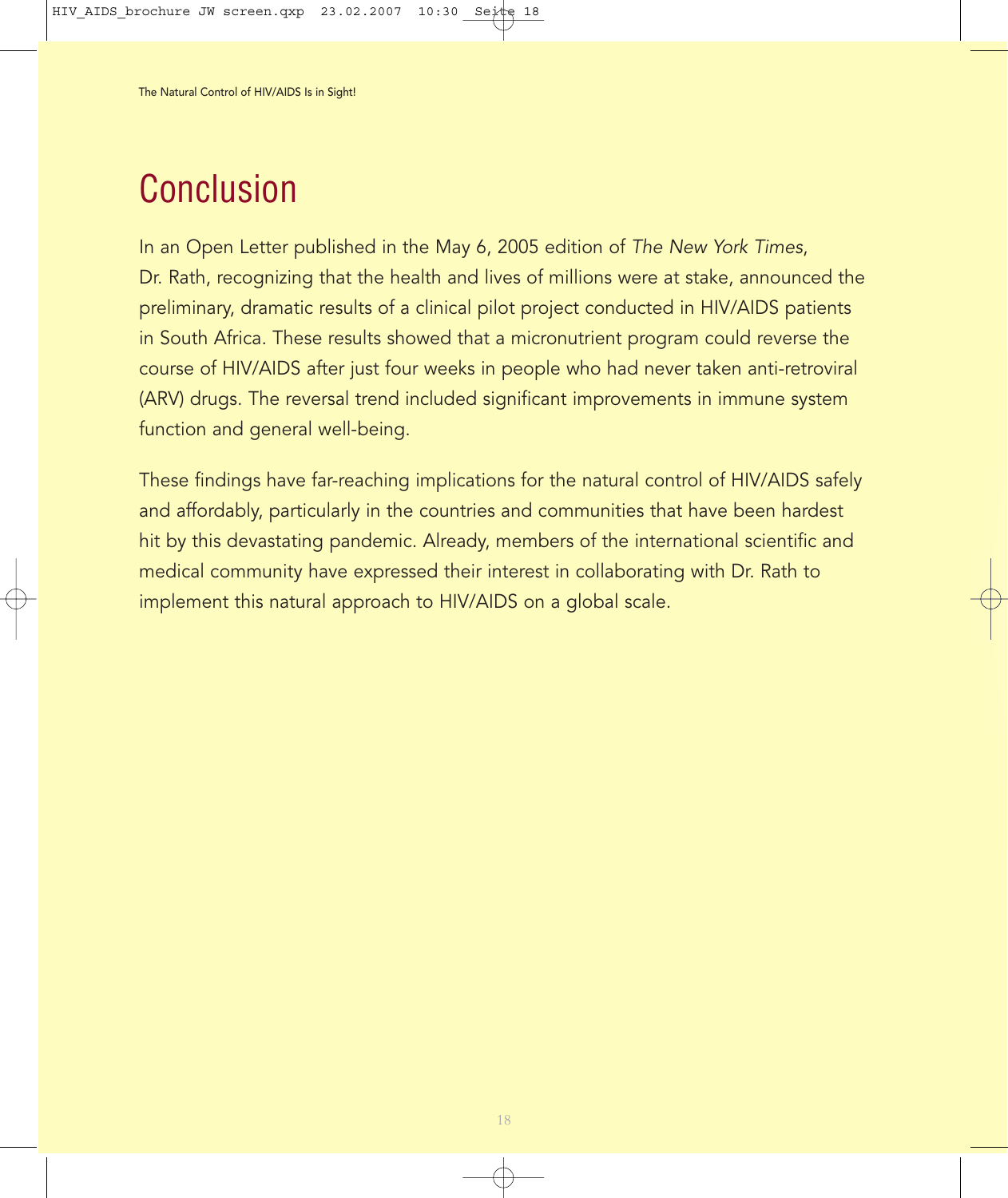# Conclusion

In an Open Letter published in the May 6, 2005 edition of *The New York Times*, Dr. Rath, recognizing that the health and lives of millions were at stake, announced the preliminary, dramatic results of a clinical pilot project conducted in HIV/AIDS patients in South Africa. These results showed that a micronutrient program could reverse the course of HIV/AIDS after just four weeks in people who had never taken anti-retroviral (ARV) drugs. The reversal trend included significant improvements in immune system function and general well-being.

These findings have far-reaching implications for the natural control of HIV/AIDS safely and affordably, particularly in the countries and communities that have been hardest hit by this devastating pandemic. Already, members of the international scientific and medical community have expressed their interest in collaborating with Dr. Rath to implement this natural approach to HIV/AIDS on a global scale.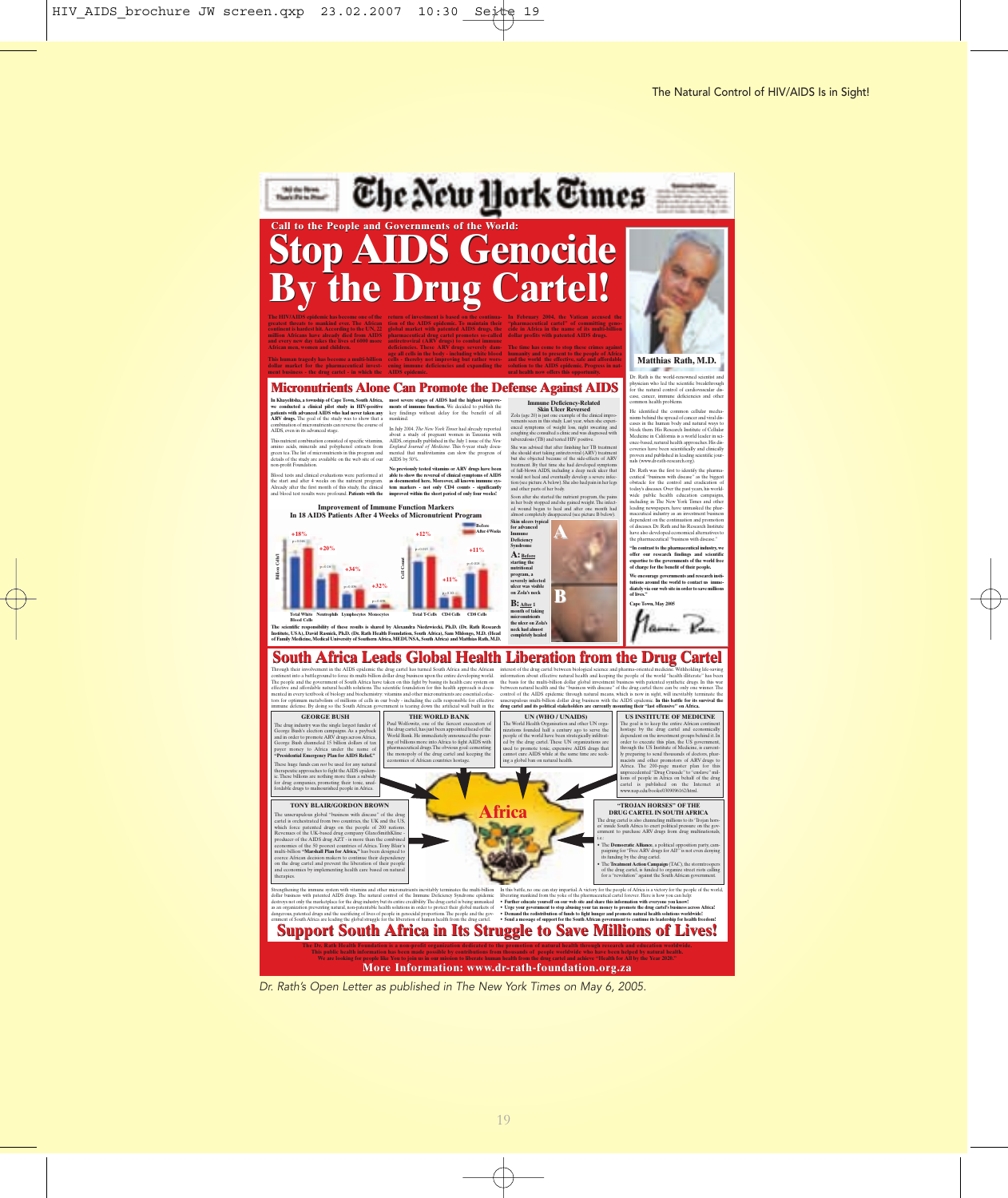# The New York Times

## Call to the People and Governments of the World:

# Stop AIDS Genocide By the Drug Cartel!

**The HIV/AIDS epidemic has become one of the greatest threats to mankind ever. The African continent is hardest hit. According to the UN, 22 million Africans have already died from AIDS and every new day takes the lives of 6000 more African men, women and children.**

**This human tragedy has become a multi-billion dollar market for the pharmaceutical investment business - the drug cartel - in which the return of investment is based on the continuation of the AIDS epidemic. To maintain their global market with patented AIDS drugs, the pharmaceutical drug cartel promotes so-called antiretroviral (ARV drugs) to combat immune deficiencies. These ARV drugs severely damage all cells in the body - including white blood cells - thereby not improving but rather worsening immune deficiencies and expanding the AIDS epidemic.**

**In February 2004, the Vatican accused the "pharmaceutical cartel" of committing genocide in Africa in the name of its multi-billion dollar profits with patented AIDS drugs.**

**The time has come to stop these crimes against humanity and to present to the people of Africa and the world the effective, safe and affordable solution to the AIDS epidemic. Progress in natural health now offers this opportunity.**

## Micronutrients Alone Can Promote the Defense Against AIDS

**In Khayelitsha, a township of Cape Town, South Africa, we conducted a clinical pilot study in HIV-positive patients with advanced AIDS who had never taken any ARV drugs.** The goal of the study was to show that a combination of micronutrients can reverse the course of AIDS, even in its advanced stage.

This nutrient combination consisted of specific vitamins, amino acids, minerals and polyphenol extracts from green tea. The list of micronutrients in this program and details of the study are available on the web site of our non-profit Foundation.

Blood tests and clinical evaluations were performed at the start and after 4 weeks on the nutrient program. Already after the first month of this study, the clinical and blood test results were profound. **Patients with the most severe stages of AIDS had the highest improvements of immune function.** We decided to publish the key findings without delay for the benefit of all mankind.

In July 2004, *The New York Times* had already reported about a study of pregnant women in Tanzania with AIDS, originally published in the July 1 issue of the *New England Journal of Medicine*. This 6-year study documented that multivitamins can slow the progress of AIDS by 50%.

**No previously tested vitamin or ARV drugs have been able to show the reversal of clinical symptoms of AIDS as documented here. Moreover, all known immune system markers - not only CD4 counts - significantly improved within the short period of only four weeks!**

### Improvement of Immune Function Markers In 18 AIDS Patients After 4 Weeks of Micronutrient Program

| Marker | Change |
|---|---|
| Total White Blood Cells | +18% |
| Neutrophils | +20% |
| Lymphocytes | +34% |
| Monocytes | +32% |
| Total T-Cells | +12% |
| CD4 Cells | +11% |
| CD8 Cells | +11% |

The scientific responsibility of these results is shared by Alexandra Niedzwiecki, Ph.D. (Dr. Rath Research Institute, USA), David Rasnick, Ph.D. (Dr. Rath Health Foundation, South Africa), Sam Mhlongo, M.D. (Head of Family Medicine, Medical University of Southern Africa, MEDUNSA, South Africa) and Matthias Rath, M.D.

### Immune Deficiency-Related Skin Ulcer Reversed

Zola (age 20) is just one example of the clinical improvements seen in this study. Last year, when she experienced symptoms of weight loss, night sweating and coughing she consulted a clinic and was diagnosed with tuberculosis (TB) and tested HIV positive.

She was advised that after finishing her TB treatment she should start taking antiretroviral (ARV) treatment but she objected because of the side-effects of ARV treatment. By that time she had developed symptoms of full-blown AIDS, including a deep neck ulcer that would not heal and eventually develop a severe infection (see picture A below). She also had pain in her legs and other parts of her body.

Soon after she started the nutrient program, the pains in her body stopped and she gained weight. The infected wound began to heal and after one month had almost completely disappeared (see picture B below).

**Skin ulcers typical for advanced Immune Deficiency Syndrome**

**A: Before** starting the nutritional program, a severely infected ulcer was visible on Zola's neck

**B: After 1** month of taking micronutrients the ulcer on Zola's neck had almost completely healed

**Matthias Rath, M.D.**

Dr. Rath is the world-renowned scientist and physician who led the scientific breakthrough for the natural control of cardiovascular disease, cancer, immune deficiencies and other common health problems.

He identified the common cellular mechanisms behind the spread of cancer and viral diseases in the human body and natural ways to block them. His Research Institute of Cellular Medicine in California is a world leader in science-based, natural health approaches. His discoveries have been scientifically and clinically proven and published in leading scientific journals (www.dr-rath-research.org).

Dr. Rath was the first to identify the pharmaceutical "business with disease" as the biggest obstacle for the control and eradication of today's diseases. Over the past years, his worldwide public health education campaigns, including in The New York Times and other leading newspapers have unmasked the pharmaceutical industry as an investment business dependent on the continuation and promotion of diseases. Dr. Rath and his Research Institute have also developed economical alternatives to the pharmaceutical "business with disease."

**"In contrast to the pharmaceutical industry, we offer our research findings and scientific expertise to the governments of the world free of charge for the benefit of their people.**

**We encourage governments and research institutions around the world to contact us immediately via our web site in order to save millions of lives."**

**Cape Town, May 2005**

## South Africa Leads Global Health Liberation from the Drug Cartel

Through their involvement in the AIDS epidemic the drug cartel has turned South Africa and the African continent into a battleground to force its multi-billion dollar drug business upon the entire developing world. The people and the government of South Africa have taken on this fight by basing its health care system on effective and affordable natural health solutions. The scientific foundation for this health approach is documented in every textbook of biology and biochemistry: vitamins and other micronutrients are essential cofactors for optimum metabolism of millions of cells in our body - including the cells responsible for effective immune defense. By doing so the South African government is tearing down the artificial wall built in the interest of the drug cartel between biological science and pharma-oriented medicine. Withholding life-saving information about effective natural health and keeping the people of the world "health illiterate" has been the basis for the multi-billion dollar global investment business with patented synthetic drugs. In this war between natural health and the "business with disease" of the drug cartel there can be only one winner. The control of the AIDS epidemic through natural means, which is now in sight, will inevitably terminate the unscrupulous multi-billion dollar drug business with the AIDS epidemic. **In this battle for its survival the drug cartel and its political stakeholders are currently mounting their "last offensive" on Africa.**

### GEORGE BUSH

The drug industry was the single largest funder of George Bush's election campaigns. As a payback and in order to promote ARV drugs across Africa, George Bush channeled 15 billion dollars of tax payer money to Africa under the name of **"Presidential Emergency Plan for AIDS Relief."**

These huge funds can not be used for any natural therapeutic approaches to fight the AIDS epidemic. These billions are nothing more than a subsidy for drug companies, promoting their toxic, unaffordable drugs to malnourished people in Africa.

### THE WORLD BANK

Paul Wolfowitz, one of the fiercest executors of the drug cartel, has just been appointed head of the World Bank. He immediately announced the pouring of billions more into Africa to fight AIDS with pharmaceutical drugs. The obvious goal: cementing the monopoly of the drug cartel and keeping the economies of African countries hostage.

### UN (WHO / UNAIDS)

The World Health Organisation and other UN organizations founded half a century ago to serve the people of the world have been strategically infiltrated by the drug cartel. These UN organizations are used to promote toxic, expensive AIDS drugs that cannot cure AIDS while at the same time are seeking a global ban on natural health.

### US INSTITUTE OF MEDICINE

The goal is to keep the entire African continent hostage by the drug cartel and economically dependent on the investment groups behind it. In order to execute this plan, the US government, through the US Institute of Medicine, is currently preparing to send thousands of doctors, pharmacists and other promoters of ARV drugs to Africa. The 200-page master plan for this unprecedented "Drug Crusade" to "enslave" millions of people in Africa on behalf of the drug cartel is published on the Internet at www.nap.edu/books/0309096162/html.

### Africa

### TONY BLAIR/GORDON BROWN

The unscrupulous global "business with disease" of the drug cartel is orchestrated from two countries, the UK and the US, which force patented drugs on the people of 200 nations. Revenues of the UK-based drug company GlaxoSmithKline - producer of the AIDS drug AZT - is more than the combined economies of the 50 poorest countries of Africa. Tony Blair's multi-billion **"Marshall Plan for Africa,"** has been designed to coerce African decision makers to continue their dependency on the drug cartel and prevent the liberation of their people and economies by implementing health care based on natural therapies.

### "TROJAN HORSES" OF THE DRUG CARTEL IN SOUTH AFRICA

The drug cartel is also channeling millions to its 'Trojan horses' inside South Africa to exert political pressure on the government to purchase ARV drugs from drug multinationals, i.e.:

- The **Democratic Alliance**, a political opposition party, campaigning for "Free ARV drugs for All" is not even denying its funding by the drug cartel.
- The **Treatment Action Campaign** (TAC), the stormtroopers of the drug cartel, is funded to organize street riots calling for a "revolution" against the South African government.

Strengthening the immune system with vitamins and other micronutrients inevitably terminates the multi-billion dollar business with patented AIDS drugs. The natural control of the Immune Deficiency Syndrome epidemic destroys not only the marketplace for the drug industry but its entire credibility. The drug cartel is being unmasked as an organization preventing natural, non-patentable health solutions in order to protect their global markets of dangerous, patented drugs and the sacrificing of lives of people in genocidal proportions. The people and the government of South Africa are leading the global struggle for the liberation of human health from the drug cartel.

In this battle, no one can stay impartial. A victory for the people of Africa is a victory for the people of the world, liberating mankind from the yoke of the pharmaceutical cartel forever. Here is how you can help:

- **Further educate yourself on our web site and share this information with everyone you know!**
- **Urge your government to stop abusing your tax money to promote the drug cartel's business across Africa!**
- **Demand the redistribution of funds to fight hunger and promote natural health solutions worldwide!**
- **Send a message of support for the South African government to continue its leadership for health freedom!**

## Support South Africa in Its Struggle to Save Millions of Lives!

**The Dr. Rath Health Foundation is a non-profit organization dedicated to the promotion of natural health through research and education worldwide. This public health information has been made possible by contributions from thousands of people worldwide who have been helped by natural health. We are looking for people like You to join us in our mission to liberate human health from the drug cartel and achieve "Health for All by the Year 2020."**

**More Information: www.dr-rath-foundation.org.za**

*Dr. Rath's Open Letter as published in The New York Times on May 6, 2005.*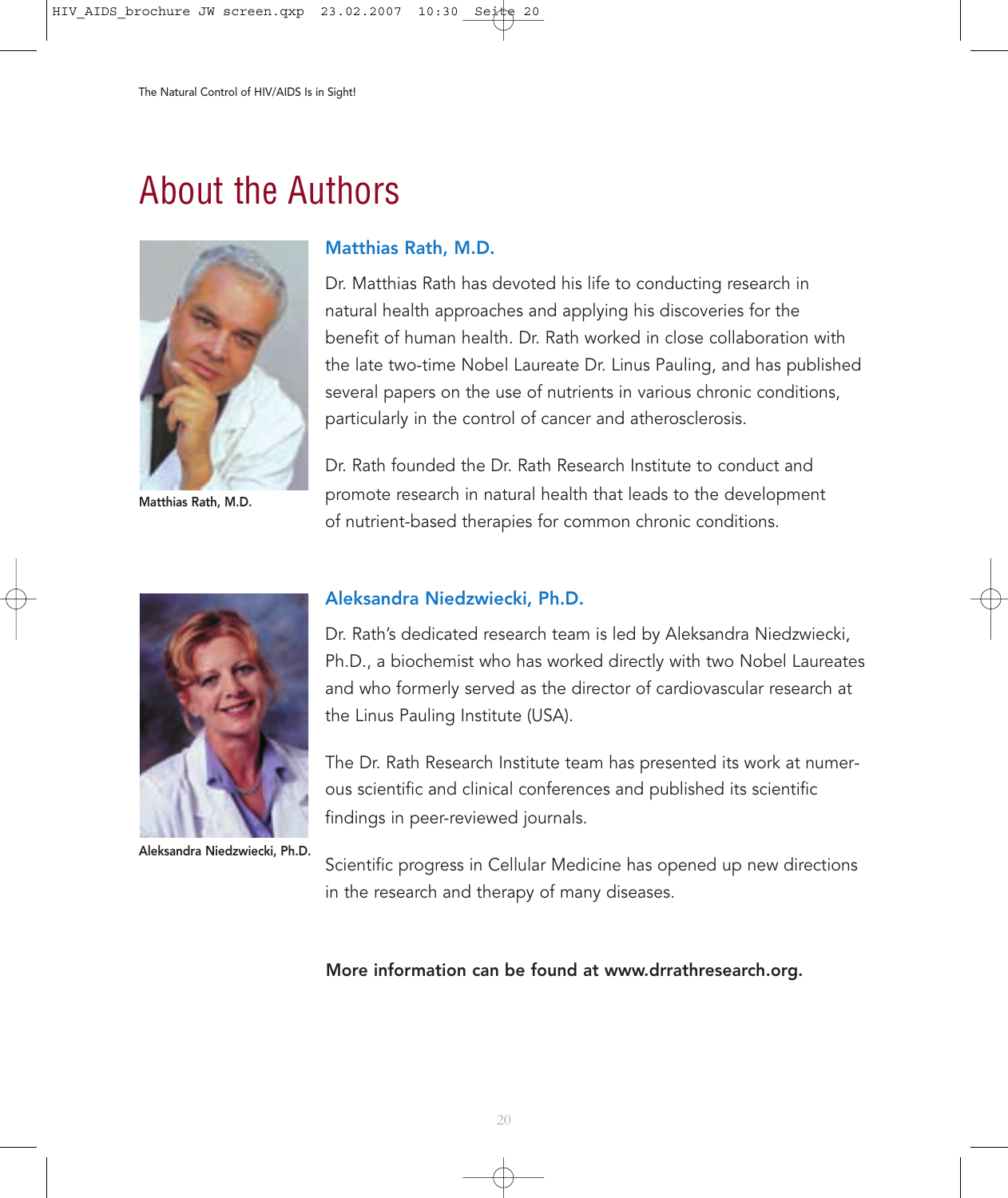# About the Authors

## Matthias Rath, M.D.

Dr. Matthias Rath has devoted his life to conducting research in natural health approaches and applying his discoveries for the benefit of human health. Dr. Rath worked in close collaboration with the late two-time Nobel Laureate Dr. Linus Pauling, and has published several papers on the use of nutrients in various chronic conditions, particularly in the control of cancer and atherosclerosis.

Dr. Rath founded the Dr. Rath Research Institute to conduct and promote research in natural health that leads to the development of nutrient-based therapies for common chronic conditions.

Matthias Rath, M.D.

## Aleksandra Niedzwiecki, Ph.D.

Dr. Rath's dedicated research team is led by Aleksandra Niedzwiecki, Ph.D., a biochemist who has worked directly with two Nobel Laureates and who formerly served as the director of cardiovascular research at the Linus Pauling Institute (USA).

The Dr. Rath Research Institute team has presented its work at numerous scientific and clinical conferences and published its scientific findings in peer-reviewed journals.

Scientific progress in Cellular Medicine has opened up new directions in the research and therapy of many diseases.

Aleksandra Niedzwiecki, Ph.D.

**More information can be found at www.drrathresearch.org.**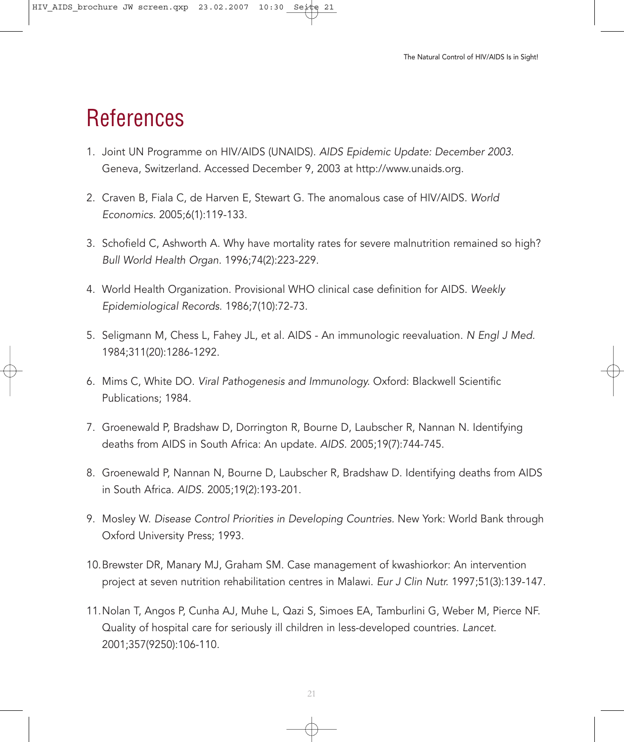# References

1. Joint UN Programme on HIV/AIDS (UNAIDS). *AIDS Epidemic Update: December 2003.* Geneva, Switzerland. Accessed December 9, 2003 at http://www.unaids.org.

2. Craven B, Fiala C, de Harven E, Stewart G. The anomalous case of HIV/AIDS. *World Economics.* 2005;6(1):119-133.

3. Schofield C, Ashworth A. Why have mortality rates for severe malnutrition remained so high? *Bull World Health Organ*. 1996;74(2):223-229.

4. World Health Organization. Provisional WHO clinical case definition for AIDS. *Weekly Epidemiological Records.* 1986;7(10):72-73.

5. Seligmann M, Chess L, Fahey JL, et al. AIDS - An immunologic reevaluation. *N Engl J Med.* 1984;311(20):1286-1292.

6. Mims C, White DO. *Viral Pathogenesis and Immunology.* Oxford: Blackwell Scientific Publications; 1984.

7. Groenewald P, Bradshaw D, Dorrington R, Bourne D, Laubscher R, Nannan N. Identifying deaths from AIDS in South Africa: An update. *AIDS.* 2005;19(7):744-745.

8. Groenewald P, Nannan N, Bourne D, Laubscher R, Bradshaw D. Identifying deaths from AIDS in South Africa. *AIDS.* 2005;19(2):193-201.

9. Mosley W. *Disease Control Priorities in Developing Countries.* New York: World Bank through Oxford University Press; 1993.

10. Brewster DR, Manary MJ, Graham SM. Case management of kwashiorkor: An intervention project at seven nutrition rehabilitation centres in Malawi. *Eur J Clin Nutr.* 1997;51(3):139-147.

11. Nolan T, Angos P, Cunha AJ, Muhe L, Qazi S, Simoes EA, Tamburlini G, Weber M, Pierce NF. Quality of hospital care for seriously ill children in less-developed countries. *Lancet.* 2001;357(9250):106-110.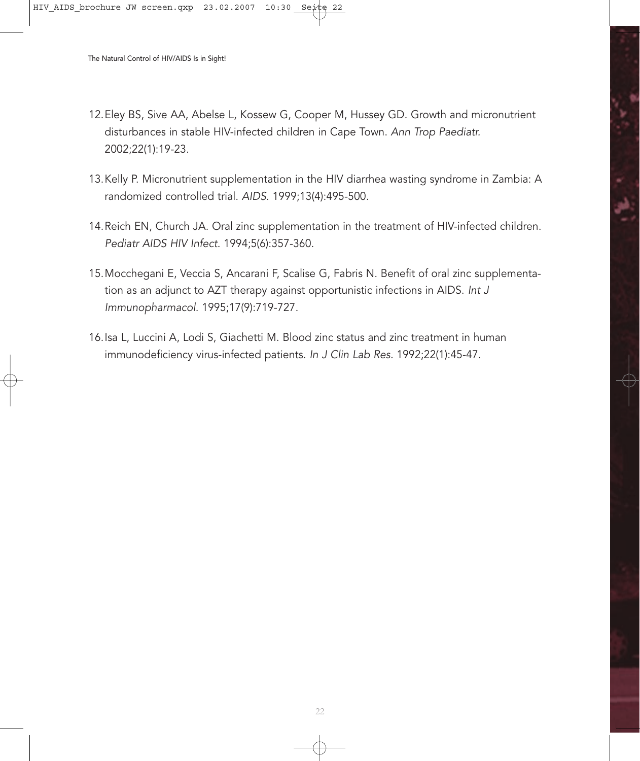12. Eley BS, Sive AA, Abelse L, Kossew G, Cooper M, Hussey GD. Growth and micronutrient disturbances in stable HIV-infected children in Cape Town. *Ann Trop Paediatr.* 2002;22(1):19-23.

13. Kelly P. Micronutrient supplementation in the HIV diarrhea wasting syndrome in Zambia: A randomized controlled trial. *AIDS.* 1999;13(4):495-500.

14. Reich EN, Church JA. Oral zinc supplementation in the treatment of HIV-infected children. *Pediatr AIDS HIV Infect.* 1994;5(6):357-360.

15. Mocchegani E, Veccia S, Ancarani F, Scalise G, Fabris N. Benefit of oral zinc supplementation as an adjunct to AZT therapy against opportunistic infections in AIDS. *Int J Immunopharmacol.* 1995;17(9):719-727.

16. Isa L, Luccini A, Lodi S, Giachetti M. Blood zinc status and zinc treatment in human immunodeficiency virus-infected patients. *In J Clin Lab Res.* 1992;22(1):45-47.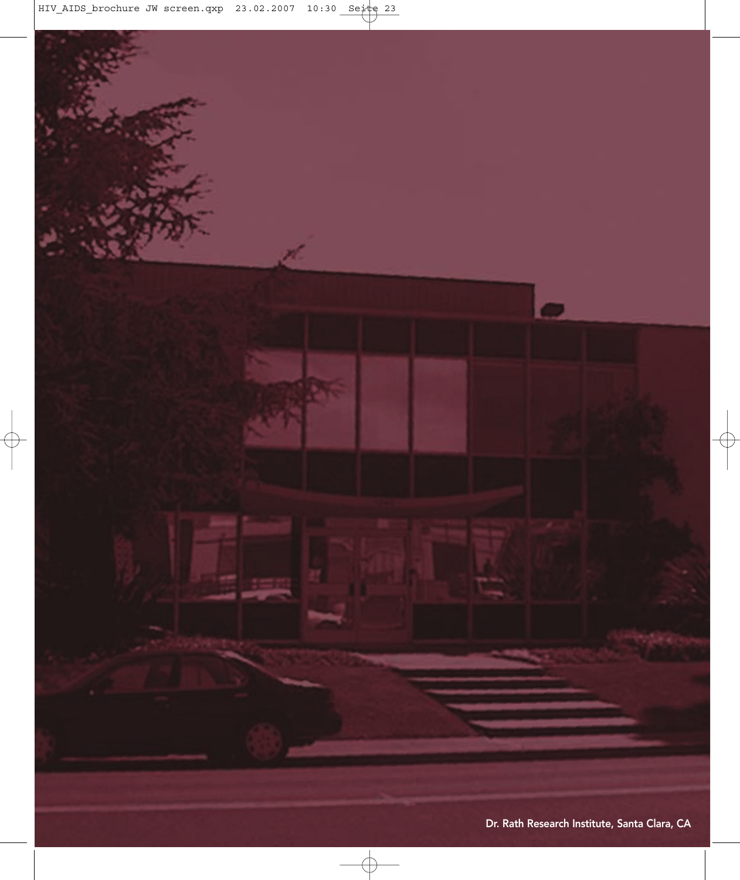Dr. Rath Research Institute, Santa Clara, CA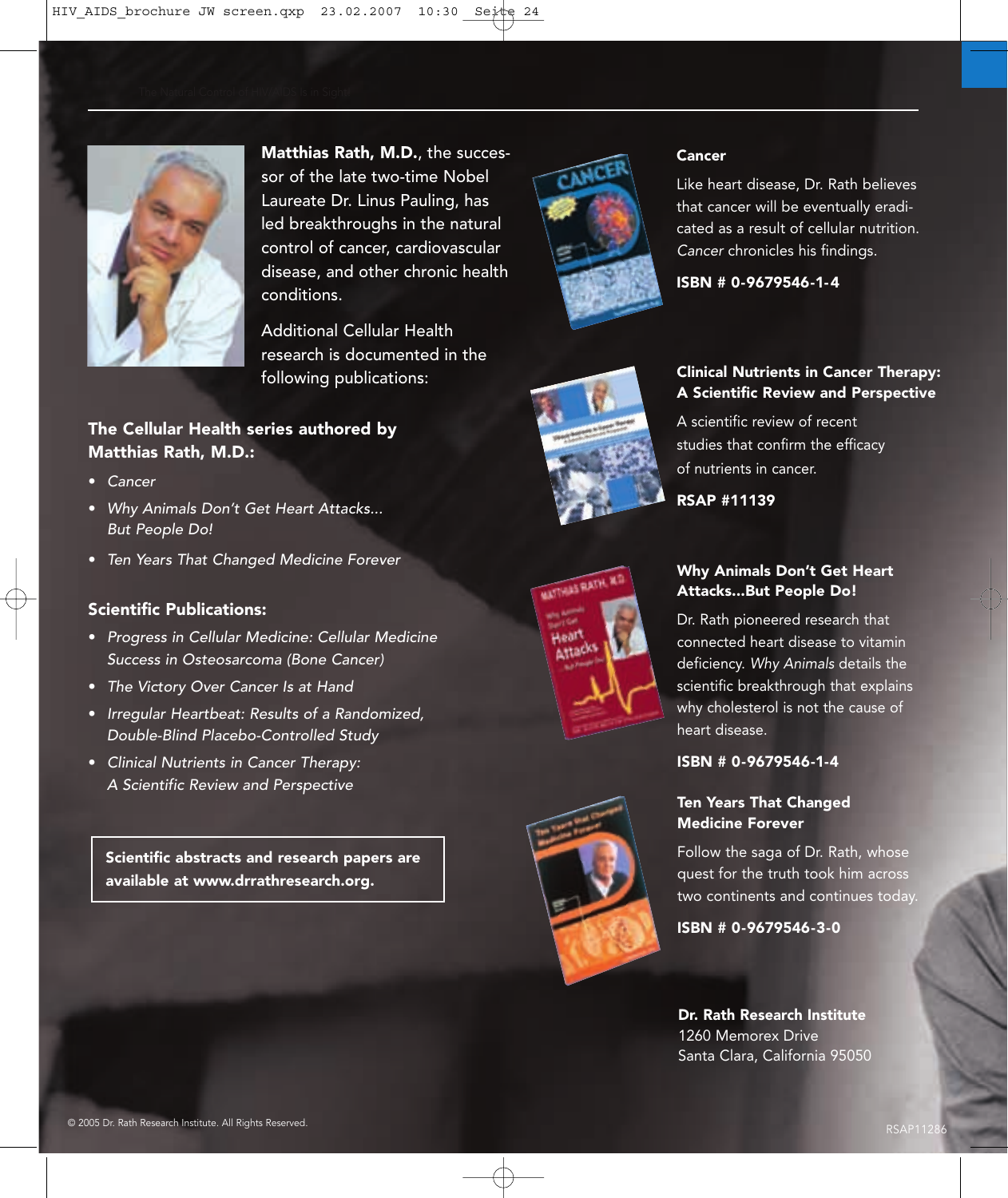**Matthias Rath, M.D.**, the successor of the late two-time Nobel Laureate Dr. Linus Pauling, has led breakthroughs in the natural control of cancer, cardiovascular disease, and other chronic health conditions.

Additional Cellular Health research is documented in the following publications:

**The Cellular Health series authored by Matthias Rath, M.D.:**

- *Cancer*
- *Why Animals Don't Get Heart Attacks... But People Do!*
- *Ten Years That Changed Medicine Forever*

**Scientific Publications:**

- *Progress in Cellular Medicine: Cellular Medicine Success in Osteosarcoma (Bone Cancer)*
- *The Victory Over Cancer Is at Hand*
- *Irregular Heartbeat: Results of a Randomized, Double-Blind Placebo-Controlled Study*
- *Clinical Nutrients in Cancer Therapy: A Scientific Review and Perspective*

**Scientific abstracts and research papers are available at www.drrathresearch.org.**

**Cancer**

Like heart disease, Dr. Rath believes that cancer will be eventually eradicated as a result of cellular nutrition. *Cancer* chronicles his findings.

**ISBN # 0-9679546-1-4**

**Clinical Nutrients in Cancer Therapy: A Scientific Review and Perspective**

A scientific review of recent studies that confirm the efficacy of nutrients in cancer.

**RSAP #11139**

**Why Animals Don't Get Heart Attacks...But People Do!**

Dr. Rath pioneered research that connected heart disease to vitamin deficiency. *Why Animals* details the scientific breakthrough that explains why cholesterol is not the cause of heart disease.

**ISBN # 0-9679546-1-4**

**Ten Years That Changed Medicine Forever**

Follow the saga of Dr. Rath, whose quest for the truth took him across two continents and continues today.

**ISBN # 0-9679546-3-0**

**Dr. Rath Research Institute**
1260 Memorex Drive
Santa Clara, California 95050

© 2005 Dr. Rath Research Institute. All Rights Reserved.

RSAP11286